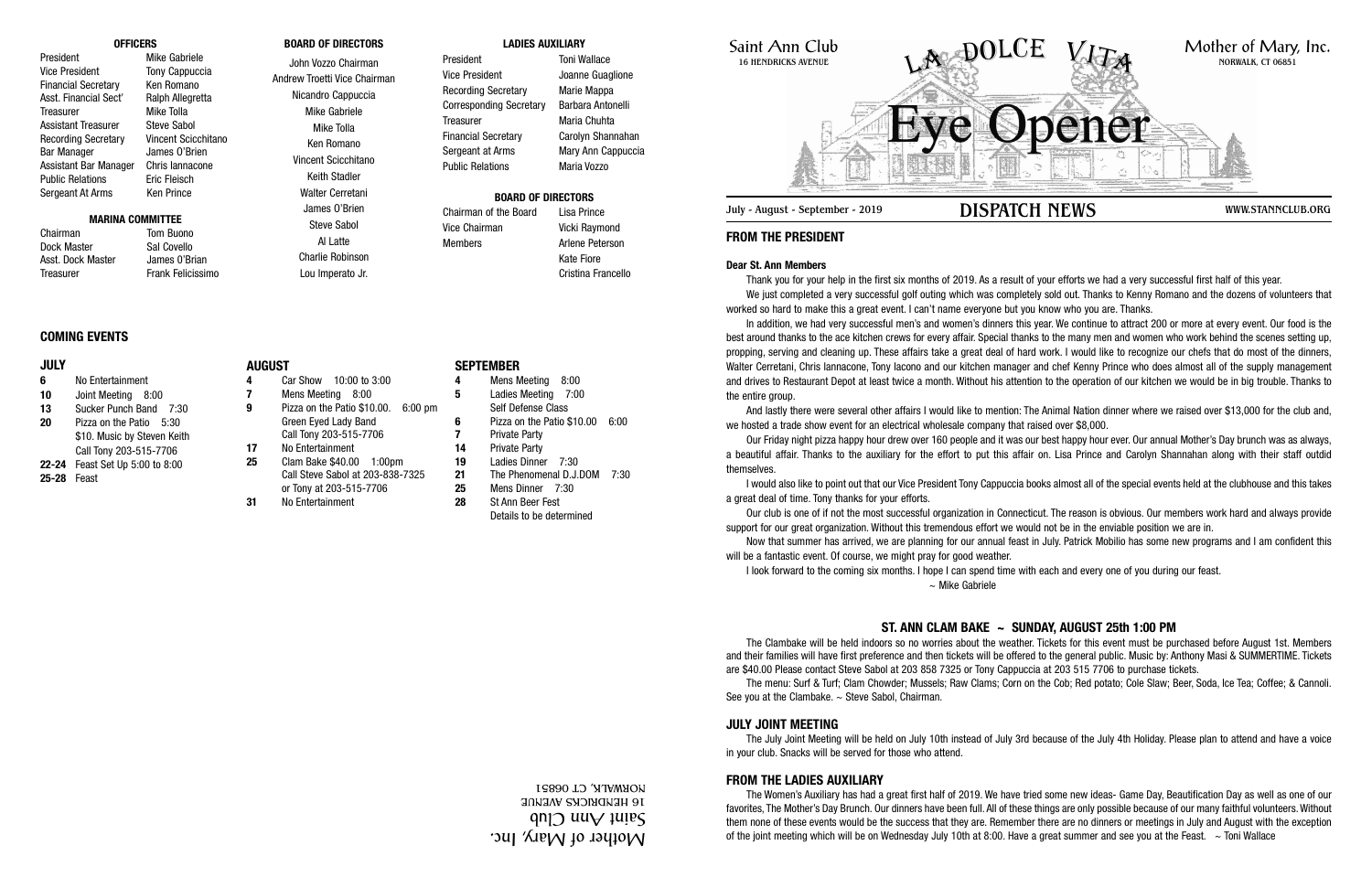## OFFICERS

| | |
|---|---|
| President | Mike Gabriele |
| Vice President | Tony Cappuccia |
| Financial Secretary | Ken Romano |
| Asst. Financial Sect' | Ralph Allegretta |
| Treasurer | Mike Tolla |
| Assistant Treasurer | Steve Sabol |
| Recording Secretary | Vincent Scicchitano |
| Bar Manager | James O'Brien |
| Assistant Bar Manager | Chris Iannacone |
| Public Relations | Eric Fleisch |
| Sergeant At Arms | Ken Prince |

## MARINA COMMITTEE

| | |
|---|---|
| Chairman | Tom Buono |
| Dock Master | Sal Covello |
| Asst. Dock Master | James O'Brian |
| Treasurer | Frank Felicissimo |

## BOARD OF DIRECTORS

John Vozzo Chairman
Andrew Troetti Vice Chairman
Nicandro Cappuccia
Mike Gabriele
Mike Tolla
Ken Romano
Vincent Scicchitano
Keith Stadler
Walter Cerretani
James O'Brien
Steve Sabol
Al Latte
Charlie Robinson
Lou Imperato Jr.

## LADIES AUXILIARY

| | |
|---|---|
| President | Toni Wallace |
| Vice President | Joanne Guaglione |
| Recording Secretary | Marie Mappa |
| Corresponding Secretary | Barbara Antonelli |
| Treasurer | Maria Chuhta |
| Financial Secretary | Carolyn Shannahan |
| Sergeant at Arms | Mary Ann Cappuccia |
| Public Relations | Maria Vozzo |

## BOARD OF DIRECTORS

| | |
|---|---|
| Chairman of the Board | Lisa Prince |
| Vice Chairman | Vicki Raymond |
| Members | Arlene Peterson |
| | Kate Fiore |
| | Cristina Francello |

## COMING EVENTS

### JULY

- **6** No Entertainment
- **10** Joint Meeting 8:00
- **13** Sucker Punch Band 7:30
- **20** Pizza on the Patio 5:30 $10. Music by Steven Keith Call Tony 203-515-7706
- **22-24** Feast Set Up 5:00 to 8:00
- **25-28** Feast

### AUGUST

- **4** Car Show 10:00 to 3:00
- **7** Mens Meeting 8:00
- **9** Pizza on the Patio $10.00. 6:00 pm Green Eyed Lady Band Call Tony 203-515-7706
- **17** No Entertainment
- **25** Clam Bake $40.00 1:00pm Call Steve Sabol at 203-838-7325 or Tony at 203-515-7706
- **31** No Entertainment

### SEPTEMBER

- **4** Mens Meeting 8:00
- **5** Ladies Meeting 7:00 Self Defense Class
- **6** Pizza on the Patio $10.00 6:00
- **7** Private Party
- **14** Private Party
- **19** Ladies Dinner 7:30
- **21** The Phenomenal D.J.DOM 7:30
- **25** Mens Dinner 7:30
- **28** St Ann Beer Fest Details to be determined

Mother of Mary, Inc.
Saint Ann Club
16 HENDRICKS AVENUE
NORWALK, CT 06851

Saint Ann Club
16 HENDRICKS AVENUE

LA DOLCE VITA

# Eye Opener

Mother of Mary, Inc.
NORWALK, CT 06851

July - August - September - 2019 **DISPATCH NEWS** WWW.STANNCLUB.ORG

## FROM THE PRESIDENT

**Dear St. Ann Members**

Thank you for your help in the first six months of 2019. As a result of your efforts we had a very successful first half of this year.

We just completed a very successful golf outing which was completely sold out. Thanks to Kenny Romano and the dozens of volunteers that worked so hard to make this a great event. I can't name everyone but you know who you are. Thanks.

In addition, we had very successful men's and women's dinners this year. We continue to attract 200 or more at every event. Our food is the best around thanks to the ace kitchen crews for every affair. Special thanks to the many men and women who work behind the scenes setting up, propping, serving and cleaning up. These affairs take a great deal of hard work. I would like to recognize our chefs that do most of the dinners, Walter Cerretani, Chris Iannacone, Tony Iacono and our kitchen manager and chef Kenny Prince who does almost all of the supply management and drives to Restaurant Depot at least twice a month. Without his attention to the operation of our kitchen we would be in big trouble. Thanks to the entire group.

And lastly there were several other affairs I would like to mention: The Animal Nation dinner where we raised over $13,000 for the club and, we hosted a trade show event for an electrical wholesale company that raised over $8,000.

Our Friday night pizza happy hour drew over 160 people and it was our best happy hour ever. Our annual Mother's Day brunch was as always, a beautiful affair. Thanks to the auxiliary for the effort to put this affair on. Lisa Prince and Carolyn Shannahan along with their staff outdid themselves.

I would also like to point out that our Vice President Tony Cappuccia books almost all of the special events held at the clubhouse and this takes a great deal of time. Tony thanks for your efforts.

Our club is one of if not the most successful organization in Connecticut. The reason is obvious. Our members work hard and always provide support for our great organization. Without this tremendous effort we would not be in the enviable position we are in.

Now that summer has arrived, we are planning for our annual feast in July. Patrick Mobilio has some new programs and I am confident this will be a fantastic event. Of course, we might pray for good weather.

I look forward to the coming six months. I hope I can spend time with each and every one of you during our feast.

~ Mike Gabriele

## ST. ANN CLAM BAKE ~ SUNDAY, AUGUST 25th 1:00 PM

The Clambake will be held indoors so no worries about the weather. Tickets for this event must be purchased before August 1st. Members and their families will have first preference and then tickets will be offered to the general public. Music by: Anthony Masi & SUMMERTIME. Tickets are $40.00 Please contact Steve Sabol at 203 858 7325 or Tony Cappuccia at 203 515 7706 to purchase tickets.

The menu: Surf & Turf; Clam Chowder; Mussels; Raw Clams; Corn on the Cob; Red potato; Cole Slaw; Beer, Soda, Ice Tea; Coffee; & Cannoli. See you at the Clambake. ~ Steve Sabol, Chairman.

## JULY JOINT MEETING

The July Joint Meeting will be held on July 10th instead of July 3rd because of the July 4th Holiday. Please plan to attend and have a voice in your club. Snacks will be served for those who attend.

## FROM THE LADIES AUXILIARY

The Women's Auxiliary has had a great first half of 2019. We have tried some new ideas- Game Day, Beautification Day as well as one of our favorites, The Mother's Day Brunch. Our dinners have been full. All of these things are only possible because of our many faithful volunteers. Without them none of these events would be the success that they are. Remember there are no dinners or meetings in July and August with the exception of the joint meeting which will be on Wednesday July 10th at 8:00. Have a great summer and see you at the Feast. ~ Toni Wallace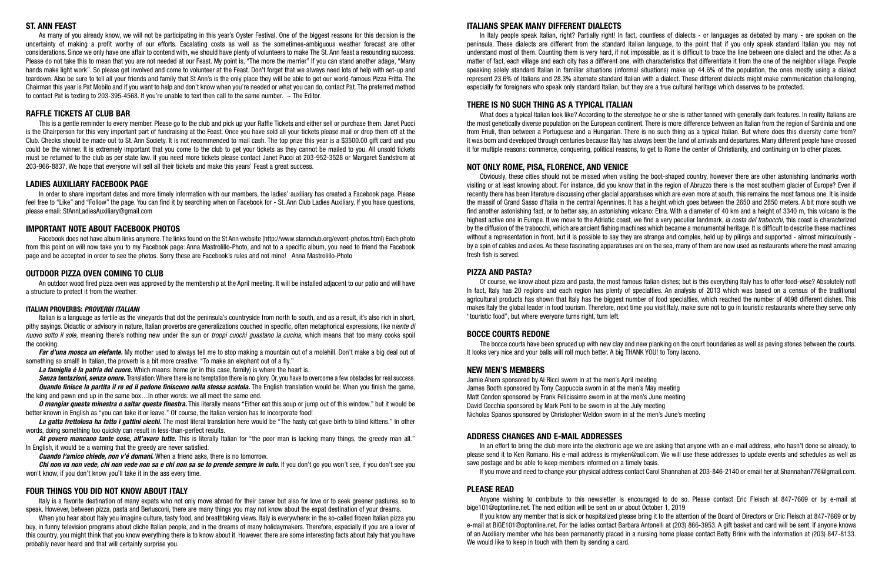## ST. ANN FEAST

As many of you already know, we will not be participating in this year's Oyster Festival. One of the biggest reasons for this decision is the uncertainty of making a profit worthy of our efforts. Escalating costs as well as the sometimes-ambiguous weather forecast are other considerations. Since we only have one affair to contend with, we should have plenty of volunteers to make The St. Ann feast a resounding success. Please do not take this to mean that you are not needed at our Feast. My point is, "The more the merrier" If you can stand another adage, "Many hands make light work". So please get involved and come to volunteer at the Feast. Don't forget that we always need lots of help with set-up and teardown. Also be sure to tell all your friends and family that St Ann's is the only place they will be able to get our world-famous Pizza Fritta. The Chairman this year is Pat Mobilo and if you want to help and don't know when you're needed or what you can do, contact Pat. The preferred method to contact Pat is texting to 203-395-4568. If you're unable to text then call to the same number. ~ The Editor.

## RAFFLE TICKETS AT CLUB BAR

This is a gentle reminder to every member. Please go to the club and pick up your Raffle Tickets and either sell or purchase them. Janet Pucci is the Chairperson for this very important part of fundraising at the Feast. Once you have sold all your tickets please mail or drop them off at the Club. Checks should be made out to St. Ann Society. It is not recommended to mail cash. The top prize this year is a $3500.00 gift card and you could be the winner. It is extremely important that you come to the club to get your tickets as they cannot be mailed to you. All unsold tickets must be returned to the club as per state law. If you need more tickets please contact Janet Pucci at 203-952-3528 or Margaret Sandstrom at 203-966-8837, We hope that everyone will sell all their tickets and make this years' Feast a great success.

## LADIES AUXILIARY FACEBOOK PAGE

In order to share important dates and more timely information with our members, the ladies' auxiliary has created a Facebook page. Please feel free to "Like" and "Follow" the page. You can find it by searching when on Facebook for - St. Ann Club Ladies Auxiliary. If you have questions, please email: StAnnLadiesAuxiliary@gmail.com

## IMPORTANT NOTE ABOUT FACEBOOK PHOTOS

Facebook does not have album links anymore. The links found on the St Ann website (http://www.stannclub.org/event-photos.html) Each photo from this point on will now take you to my Facebook page: Anna Mastrolillo-Photo, and not to a specific album, you need to friend the Facebook page and be accepted in order to see the photos. Sorry these are Facebook's rules and not mine! Anna Mastrolillo-Photo

## OUTDOOR PIZZA OVEN COMING TO CLUB

An outdoor wood fired pizza oven was approved by the membership at the April meeting. It will be installed adjacent to our patio and will have a structure to protect it from the weather.

### ITALIAN PROVERBS: *PROVERBI ITALIANI*

Italian is a language as fertile as the vineyards that dot the peninsula's countryside from north to south, and as a result, it's also rich in short, pithy sayings. Didactic or advisory in nature, Italian proverbs are generalizations couched in specific, often metaphorical expressions, like *niente di nuovo sotto il sole,* meaning there's nothing new under the sun or *troppi cuochi guastano la cucina,* which means that too many cooks spoil the cooking.

***Far d'una mosca un elefante.*** My mother used to always tell me to stop making a mountain out of a molehill. Don't make a big deal out of something so small! In Italian, the proverb is a bit more creative: "To make an elephant out of a fly."

***La famiglia é la patria del cuore.*** Which means: home (or in this case, family) is where the heart is.

***Senza tentazioni, senza onore.*** Translation: Where there is no temptation there is no glory. Or, you have to overcome a few obstacles for real success.

***Quando finisce la partita il re ed il pedone finiscono nella stessa scatola.*** The English translation would be: When you finish the game, the king and pawn end up in the same box…In other words: we all meet the same end.

***O mangiar questa minestra o saltar questa finestra.*** This literally means "Either eat this soup or jump out of this window," but it would be better known in English as "you can take it or leave." Of course, the Italian version has to incorporate food!

***La gatta frettolosa ha fatto i gattini ciechi.*** The most literal translation here would be "The hasty cat gave birth to blind kittens." In other words, doing something too quickly can result in less-than-perfect results.

***At povero mancano tante cose, alt'avaro tutte.*** This is literally Italian for "the poor man is lacking many things, the greedy man all." In English, it would be a warning that the greedy are never satisfied.

***Cuando l'amico chiede, non v'é domani.*** When a friend asks, there is no tomorrow.

***Chi non va non vede, chi non vede non sa e chi non sa se to prende sempre in culo.*** If you don't go you won't see, if you don't see you won't know, if you don't know you'll take it in the ass every time.

## FOUR THINGS YOU DID NOT KNOW ABOUT ITALY

Italy is a favorite destination of many expats who not only move abroad for their career but also for love or to seek greener pastures, so to speak. However, between pizza, pasta and Berlusconi, there are many things you may not know about the expat destination of your dreams.

When you hear about Italy you imagine culture, tasty food, and breathtaking views. Italy is everywhere: in the so-called frozen Italian pizza you buy, in funny television programs about cliche Italian people, and in the dreams of many holidaymakers. Therefore, especially if you are a lover of this country, you might think that you know everything there is to know about it. However, there are some interesting facts about Italy that you have probably never heard and that will certainly surprise you.

## ITALIANS SPEAK MANY DIFFERENT DIALECTS

In Italy people speak Italian, right? Partially right! In fact, countless of dialects - or languages as debated by many - are spoken on the peninsula. These dialects are different from the standard Italian language, to the point that if you only speak standard Italian you may not understand most of them. Counting them is very hard, if not impossible, as it is difficult to trace the line between one dialect and the other. As a matter of fact, each village and each city has a different one, with characteristics that differentiate it from the one of the neighbor village. People speaking solely standard Italian in familiar situations (informal situations) make up 44.6% of the population, the ones mostly using a dialect represent 23.6% of Italians and 28.3% alternate standard Italian with a dialect. These different dialects might make communication challenging, especially for foreigners who speak only standard Italian, but they are a true cultural heritage which deserves to be protected.

## THERE IS NO SUCH THING AS A TYPICAL ITALIAN

What does a typical Italian look like? According to the stereotype he or she is rather tanned with generally dark features. In reality Italians are the most genetically diverse population on the European continent. There is more difference between an Italian from the region of Sardinia and one from Friuli, than between a Portuguese and a Hungarian. There is no such thing as a typical Italian. But where does this diversity come from? It was born and developed through centuries because Italy has always been the land of arrivals and departures. Many different people have crossed it for multiple reasons: commerce, conquering, political reasons, to get to Rome the center of Christianity, and continuing on to other places.

## NOT ONLY ROME, PISA, FLORENCE, AND VENICE

Obviously, these cities should not be missed when visiting the boot-shaped country, however there are other astonishing landmarks worth visiting or at least knowing about. For instance, did you know that in the region of Abruzzo there is the most southern glacier of Europe? Even if recently there has been literature discussing other glacial apparatuses which are even more at south, this remains the most famous one. It is inside the massif of Grand Sasso d'Italia in the central Apennines. It has a height which goes between the 2650 and 2850 meters. A bit more south we find another astonishing fact, or to better say, an astonishing volcano: Etna. With a diameter of 40 km and a height of 3340 m, this volcano is the highest active one in Europe. If we move to the Adriatic coast, we find a very peculiar landmark, *la costa del trabocchi,* this coast is characterized by the diffusion of the trabocchi, which are ancient fishing machines which became a monumental heritage. It is difficult to describe these machines without a representation in front, but it is possible to say they are strange and complex, held up by pilings and supported - almost miraculously - by a spin of cables and axles. As these fascinating apparatuses are on the sea, many of them are now used as restaurants where the most amazing fresh fish is served.

## PIZZA AND PASTA?

Of course, we know about pizza and pasta, the most famous Italian dishes; but is this everything Italy has to offer food-wise? Absolutely not! In fact, Italy has 20 regions and each region has plenty of specialties. An analysis of 2013 which was based on a census of the traditional agricultural products has shown that Italy has the biggest number of food specialties, which reached the number of 4698 different dishes. This makes Italy the global leader in food tourism. Therefore, next time you visit Italy, make sure not to go in touristic restaurants where they serve only "touristic food", but where everyone turns right, turn left.

## BOCCE COURTS REDONE

The bocce courts have been spruced up with new clay and new planking on the court boundaries as well as paving stones between the courts. It looks very nice and your balls will roll much better. A big THANK YOU! to Tony Iacono.

## NEW MEN'S MEMBERS

Jamie Ahern sponsored by Al Ricci sworn in at the men's April meeting
James Booth sponsored by Tony Cappuccia sworn in at the men's May meeting
Matt Condon sponsored by Frank Felicissimo sworn in at the men's June meeting
David Cocchia sponsored by Mark Pohl to be sworn in at the July meeting
Nicholas Spanos sponsored by Christopher Weldon sworn in at the men's June's meeting

## ADDRESS CHANGES AND E-MAIL ADDRESSES

In an effort to bring the club more into the electronic age we are asking that anyone with an e-mail address, who hasn't done so already, to please send it to Ken Romano. His e-mail address is rmyken@aol.com. We will use these addresses to update events and schedules as well as save postage and be able to keep members informed on a timely basis.

If you move and need to change your physical address contact Carol Shannahan at 203-846-2140 or email her at Shannahan776@gmail.com.

## PLEASE READ

Anyone wishing to contribute to this newsletter is encouraged to do so. Please contact Eric Fleisch at 847-7669 or by e-mail at bige101@optonline.net. The next edition will be sent on or about October 1, 2019

If you know any member that is sick or hospitalized please bring it to the attention of the Board of Directors or Eric Fleisch at 847-7669 or by e-mail at BIGE101@optonline.net. For the ladies contact Barbara Antonelli at (203) 866-3953. A gift basket and card will be sent. If anyone knows of an Auxiliary member who has been permanently placed in a nursing home please contact Betty Brink with the information at (203) 847-8133. We would like to keep in touch with them by sending a card.